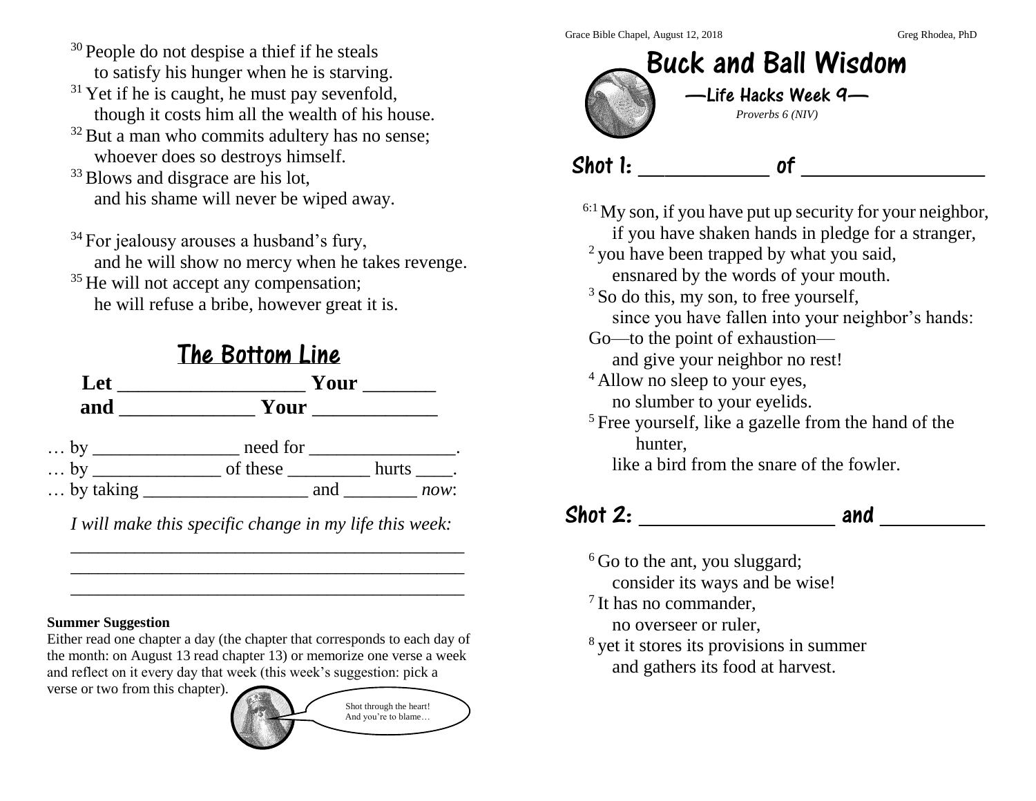Grace Bible Chapel, August 12, 2018 Greg Rhodea, PhD

# Buck and Ball Wisdom

## —Life Hacks Week 9—

*Proverbs 6 (NIV)*

## Shot 1: ____________ of _________________

[6:1] My son, if you have put up security for your neighbor,
if you have shaken hands in pledge for a stranger,
[2] you have been trapped by what you said,
ensnared by the words of your mouth.
[3] So do this, my son, to free yourself,
since you have fallen into your neighbor's hands:
Go—to the point of exhaustion—
and give your neighbor no rest!
[4] Allow no sleep to your eyes,
no slumber to your eyelids.
[5] Free yourself, like a gazelle from the hand of the hunter,
like a bird from the snare of the fowler.

## Shot 2: __________________ and _________

[6] Go to the ant, you sluggard;
consider its ways and be wise!
[7] It has no commander,
no overseer or ruler,
[8] yet it stores its provisions in summer
and gathers its food at harvest.

[30] People do not despise a thief if he steals
to satisfy his hunger when he is starving.
[31] Yet if he is caught, he must pay sevenfold,
though it costs him all the wealth of his house.
[32] But a man who commits adultery has no sense;
whoever does so destroys himself.
[33] Blows and disgrace are his lot,
and his shame will never be wiped away.

[34] For jealousy arouses a husband's fury,
and he will show no mercy when he takes revenge.
[35] He will not accept any compensation;
he will refuse a bribe, however great it is.

## The Bottom Line

**Let __________________ Your _______**
**and _____________ Your ____________**

… by ________________ need for ________________.
… by ______________ of these _________ hurts ____.
… by taking __________________ and ________ *now*:

*I will make this specific change in my life this week:*

___________________________________________
___________________________________________
___________________________________________

**Summer Suggestion**
Either read one chapter a day (the chapter that corresponds to each day of the month: on August 13 read chapter 13) or memorize one verse a week and reflect on it every day that week (this week's suggestion: pick a verse or two from this chapter).

Shot through the heart! And you're to blame…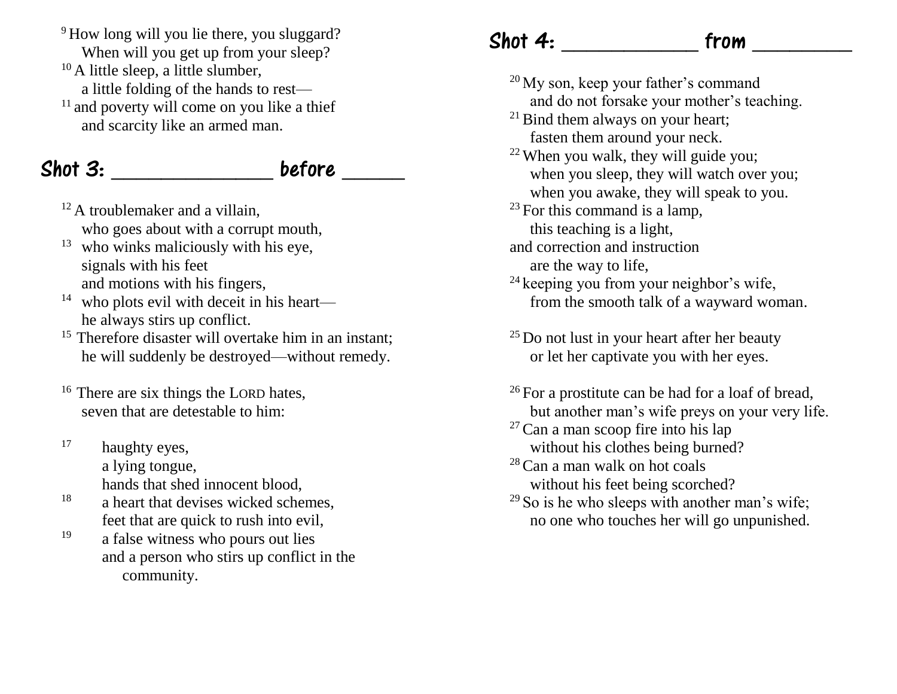[9] How long will you lie there, you sluggard?
When will you get up from your sleep?
[10] A little sleep, a little slumber,
a little folding of the hands to rest—
[11] and poverty will come on you like a thief
and scarcity like an armed man.

## Shot 3: _______________ before ______

[12] A troublemaker and a villain,
who goes about with a corrupt mouth,
[13] who winks maliciously with his eye,
signals with his feet
and motions with his fingers,
[14] who plots evil with deceit in his heart—
he always stirs up conflict.
[15] Therefore disaster will overtake him in an instant;
he will suddenly be destroyed—without remedy.

[16] There are six things the LORD hates,
seven that are detestable to him:

[17] haughty eyes,
a lying tongue,
hands that shed innocent blood,
[18] a heart that devises wicked schemes,
feet that are quick to rush into evil,
[19] a false witness who pours out lies
and a person who stirs up conflict in the community.

## Shot 4: _____________ from _________

[20] My son, keep your father's command
and do not forsake your mother's teaching.
[21] Bind them always on your heart;
fasten them around your neck.
[22] When you walk, they will guide you;
when you sleep, they will watch over you;
when you awake, they will speak to you.
[23] For this command is a lamp,
this teaching is a light,
and correction and instruction
are the way to life,
[24] keeping you from your neighbor's wife,
from the smooth talk of a wayward woman.

[25] Do not lust in your heart after her beauty
or let her captivate you with her eyes.

[26] For a prostitute can be had for a loaf of bread,
but another man's wife preys on your very life.
[27] Can a man scoop fire into his lap
without his clothes being burned?
[28] Can a man walk on hot coals
without his feet being scorched?
[29] So is he who sleeps with another man's wife;
no one who touches her will go unpunished.